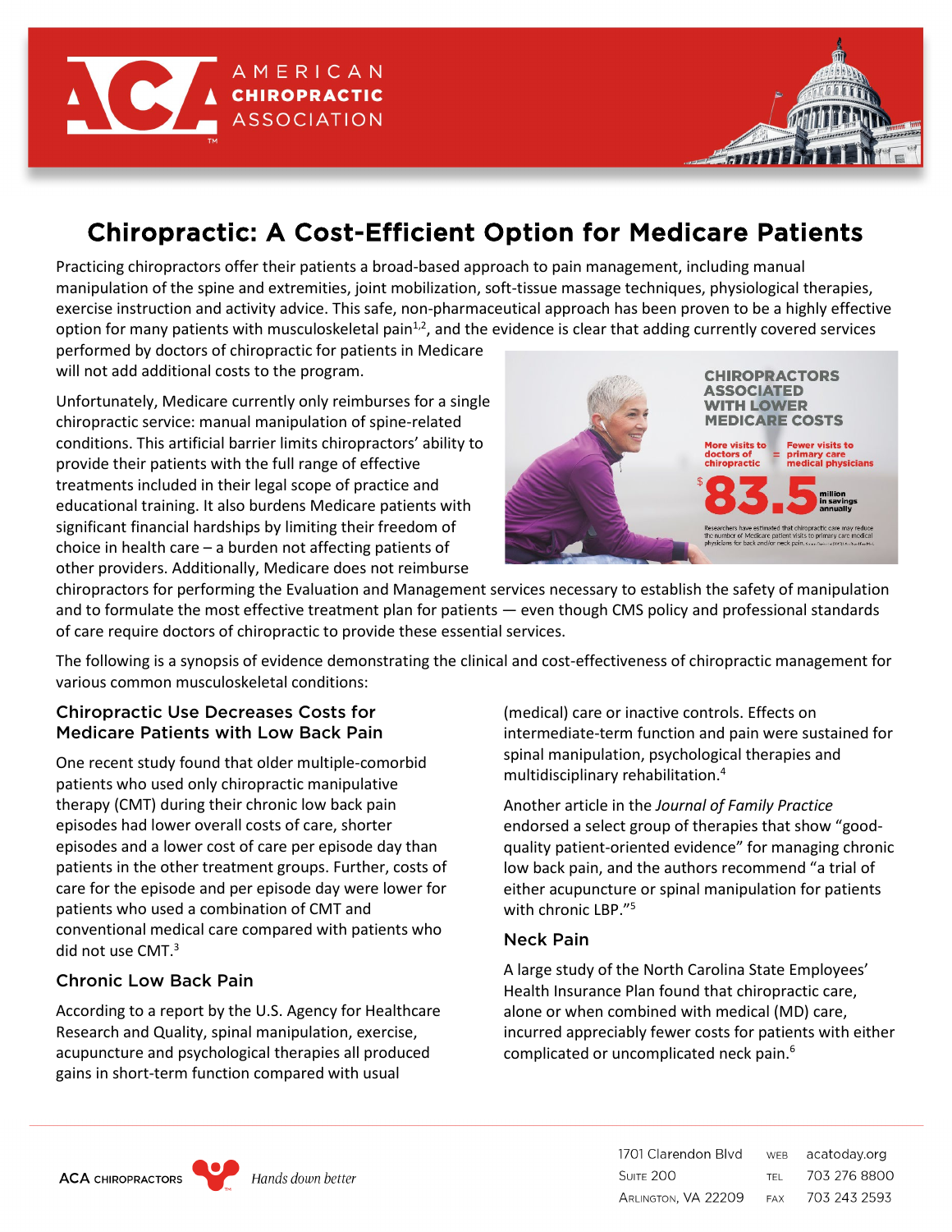# Chiropractic: A Cost-Efficient Option for Medicare Patients

Practicing chiropractors offer their patients a broad-based approach to pain management, including manual manipulation of the spine and extremities, joint mobilization, soft-tissue massage techniques, physiological therapies, exercise instruction and activity advice. This safe, non-pharmaceutical approach has been proven to be a highly effective option for many patients with musculoskeletal pain[1,2], and the evidence is clear that adding currently covered services performed by doctors of chiropractic for patients in Medicare will not add additional costs to the program.

**CHIROPRACTORS ASSOCIATED WITH LOWER MEDICARE COSTS**

More visits to doctors of chiropractic = Fewer visits to primary care medical physicians

$83.5 million in savings annually

Researchers have estimated that chiropractic care may reduce the number of Medicare patient visits to primary care medical physicians for back and/or neck pain.

Unfortunately, Medicare currently only reimburses for a single chiropractic service: manual manipulation of spine-related conditions. This artificial barrier limits chiropractors' ability to provide their patients with the full range of effective treatments included in their legal scope of practice and educational training. It also burdens Medicare patients with significant financial hardships by limiting their freedom of choice in health care – a burden not affecting patients of other providers. Additionally, Medicare does not reimburse chiropractors for performing the Evaluation and Management services necessary to establish the safety of manipulation and to formulate the most effective treatment plan for patients — even though CMS policy and professional standards of care require doctors of chiropractic to provide these essential services.

The following is a synopsis of evidence demonstrating the clinical and cost-effectiveness of chiropractic management for various common musculoskeletal conditions:

## Chiropractic Use Decreases Costs for Medicare Patients with Low Back Pain

One recent study found that older multiple-comorbid patients who used only chiropractic manipulative therapy (CMT) during their chronic low back pain episodes had lower overall costs of care, shorter episodes and a lower cost of care per episode day than patients in the other treatment groups. Further, costs of care for the episode and per episode day were lower for patients who used a combination of CMT and conventional medical care compared with patients who did not use CMT.[3]

## Chronic Low Back Pain

According to a report by the U.S. Agency for Healthcare Research and Quality, spinal manipulation, exercise, acupuncture and psychological therapies all produced gains in short-term function compared with usual (medical) care or inactive controls. Effects on intermediate-term function and pain were sustained for spinal manipulation, psychological therapies and multidisciplinary rehabilitation.[4]

Another article in the *Journal of Family Practice* endorsed a select group of therapies that show "good-quality patient-oriented evidence" for managing chronic low back pain, and the authors recommend "a trial of either acupuncture or spinal manipulation for patients with chronic LBP."[5]

## Neck Pain

A large study of the North Carolina State Employees' Health Insurance Plan found that chiropractic care, alone or when combined with medical (MD) care, incurred appreciably fewer costs for patients with either complicated or uncomplicated neck pain.[6]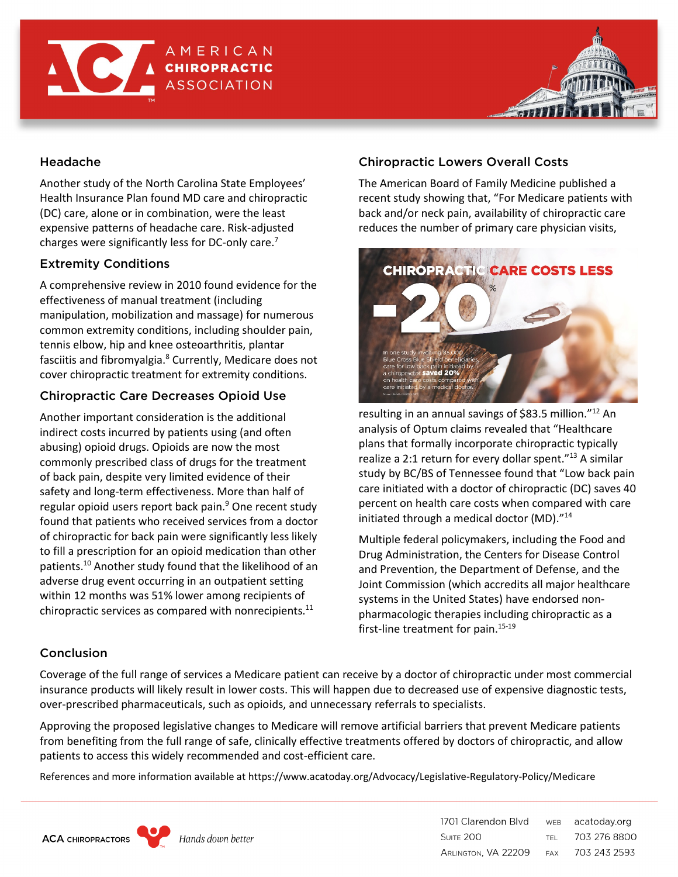## Headache

Another study of the North Carolina State Employees' Health Insurance Plan found MD care and chiropractic (DC) care, alone or in combination, were the least expensive patterns of headache care. Risk-adjusted charges were significantly less for DC-only care.[7]

## Extremity Conditions

A comprehensive review in 2010 found evidence for the effectiveness of manual treatment (including manipulation, mobilization and massage) for numerous common extremity conditions, including shoulder pain, tennis elbow, hip and knee osteoarthritis, plantar fasciitis and fibromyalgia.[8] Currently, Medicare does not cover chiropractic treatment for extremity conditions.

## Chiropractic Care Decreases Opioid Use

Another important consideration is the additional indirect costs incurred by patients using (and often abusing) opioid drugs. Opioids are now the most commonly prescribed class of drugs for the treatment of back pain, despite very limited evidence of their safety and long-term effectiveness. More than half of regular opioid users report back pain.[9] One recent study found that patients who received services from a doctor of chiropractic for back pain were significantly less likely to fill a prescription for an opioid medication than other patients.[10] Another study found that the likelihood of an adverse drug event occurring in an outpatient setting within 12 months was 51% lower among recipients of chiropractic services as compared with nonrecipients.[11]

## Chiropractic Lowers Overall Costs

The American Board of Family Medicine published a recent study showing that, "For Medicare patients with back and/or neck pain, availability of chiropractic care reduces the number of primary care physician visits,

CHIROPRACTIC CARE COSTS LESS

-20%

In one study involving 85,000 Blue Cross Blue Shield beneficiaries, care for low back pain initiated by a chiropractor **saved 20%** on health care costs compared with care initiated by a medical doctor.

resulting in an annual savings of $83.5 million."[12] An analysis of Optum claims revealed that "Healthcare plans that formally incorporate chiropractic typically realize a 2:1 return for every dollar spent."[13] A similar study by BC/BS of Tennessee found that "Low back pain care initiated with a doctor of chiropractic (DC) saves 40 percent on health care costs when compared with care initiated through a medical doctor (MD)."[14]

Multiple federal policymakers, including the Food and Drug Administration, the Centers for Disease Control and Prevention, the Department of Defense, and the Joint Commission (which accredits all major healthcare systems in the United States) have endorsed non-pharmacologic therapies including chiropractic as a first-line treatment for pain.[15-19]

## Conclusion

Coverage of the full range of services a Medicare patient can receive by a doctor of chiropractic under most commercial insurance products will likely result in lower costs. This will happen due to decreased use of expensive diagnostic tests, over-prescribed pharmaceuticals, such as opioids, and unnecessary referrals to specialists.

Approving the proposed legislative changes to Medicare will remove artificial barriers that prevent Medicare patients from benefiting from the full range of safe, clinically effective treatments offered by doctors of chiropractic, and allow patients to access this widely recommended and cost-efficient care.

References and more information available at https://www.acatoday.org/Advocacy/Legislative-Regulatory-Policy/Medicare

ACA CHIROPRACTORS *Hands down better*

1701 Clarendon Blvd
Suite 200
Arlington, VA 22209

WEB acatoday.org
TEL 703 276 8800
FAX 703 243 2593